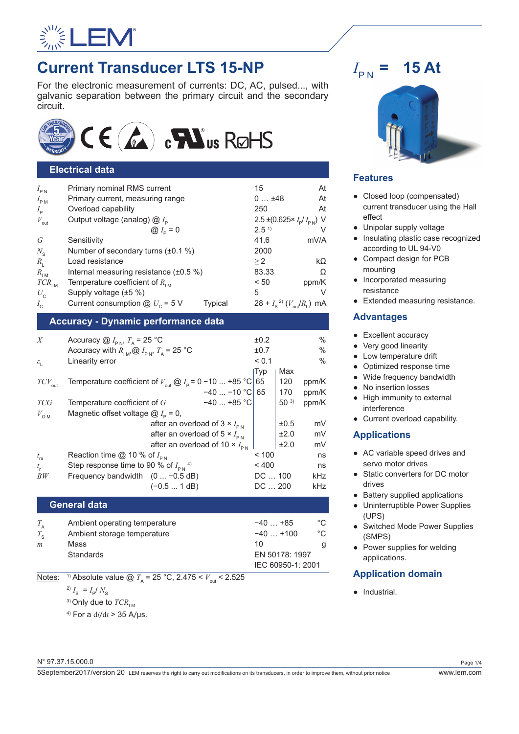# Current Transducer LTS 15-NP

For the electronic measurement of currents: DC, AC, pulsed..., with galvanic separation between the primary circuit and the secondary circuit.

$I_{PN}$ = 15 At

## Electrical data

| | | | |
|---|---|---|---|
| $I_{PN}$ | Primary nominal RMS current | 15 | At |
| $I_{PM}$ | Primary current, measuring range | 0 … ±48 | At |
| $I_P$ | Overload capability | 250 | At |
| $V_{out}$ | Output voltage (analog) @ $I_P$ | 2.5 ±(0.625× $I_P$/ $I_{PN}$) | V |
| | @ $I_P$ = 0 | 2.5 [1] | V |
| $G$ | Sensitivity | 41.6 | mV/A |
| $N_S$ | Number of secondary turns (±0.1 %) | 2000 | |
| $R_L$ | Load resistance | ≥ 2 | kΩ |
| $R_{IM}$ | Internal measuring resistance (±0.5 %) | 83.33 | Ω |
| $TCR_{IM}$ | Temperature coefficient of $R_{IM}$ | < 50 | ppm/K |
| $U_C$ | Supply voltage (±5 %) | 5 | V |
| $I_C$ | Current consumption @ $U_C$ = 5 V Typical | 28 + $I_S$ [2] ($V_{out}$/$R_L$) | mA |

## Accuracy - Dynamic performance data

| | | | Typ | Max | |
|---|---|---|---|---|---|
| $X$ | Accuracy @ $I_{PN}$, $T_A$ = 25 °C | | ±0.2 | | % |
| | Accuracy with $R_{IM}$ @ $I_{PN}$, $T_A$ = 25 °C | | ±0.7 | | % |
| $\varepsilon_L$ | Linearity error | | < 0.1 | | % |
| $TCV_{out}$ | Temperature coefficient of $V_{out}$ @ $I_P$ = 0 | −10 ... +85 °C | 65 | 120 | ppm/K |
| | | −40 ... −10 °C | 65 | 170 | ppm/K |
| $TCG$ | Temperature coefficient of $G$ | −40 ... +85 °C | | 50 [3] | ppm/K |
| $V_{OM}$ | Magnetic offset voltage @ $I_P$ = 0, | | | | |
| | after an overload of 3 × $I_{PN}$ | | | ±0.5 | mV |
| | after an overload of 5 × $I_{PN}$ | | | ±2.0 | mV |
| | after an overload of 10 × $I_{PN}$ | | | ±2.0 | mV |
| $t_{ra}$ | Reaction time @ 10 % of $I_{PN}$ | | < 100 | | ns |
| $t_r$ | Step response time to 90 % of $I_{PN}$ [4] | | < 400 | | ns |
| $BW$ | Frequency bandwidth (0 ... −0.5 dB) | | DC … 100 | | kHz |
| | (−0.5 ... 1 dB) | | DC … 200 | | kHz |

## General data

| | | | |
|---|---|---|---|
| $T_A$ | Ambient operating temperature | −40 … +85 | °C |
| $T_S$ | Ambient storage temperature | −40 … +100 | °C |
| $m$ | Mass | 10 | g |
| | Standards | EN 50178: 1997<br>IEC 60950-1: 2001 | |

Notes: [1] Absolute value @ $T_A$ = 25 °C, 2.475 < $V_{out}$ < 2.525

[2] $I_S$ = $I_P$/ $N_S$

[3] Only due to $TCR_{IM}$

[4] For a $\mathrm{d}i/\mathrm{d}t$ > 35 A/µs.

## Features

- Closed loop (compensated) current transducer using the Hall effect
- Unipolar supply voltage
- Insulating plastic case recognized according to UL 94-V0
- Compact design for PCB mounting
- Incorporated measuring resistance
- Extended measuring resistance.

## Advantages

- Excellent accuracy
- Very good linearity
- Low temperature drift
- Optimized response time
- Wide frequency bandwidth
- No insertion losses
- High immunity to external interference
- Current overload capability.

## Applications

- AC variable speed drives and servo motor drives
- Static converters for DC motor drives
- Battery supplied applications
- Uninterruptible Power Supplies (UPS)
- Switched Mode Power Supplies (SMPS)
- Power supplies for welding applications.

## Application domain

- Industrial.

N° 97.37.15.000.0

5September2017/version 20 LEM reserves the right to carry out modifications on its transducers, in order to improve them, without prior notice

www.lem.com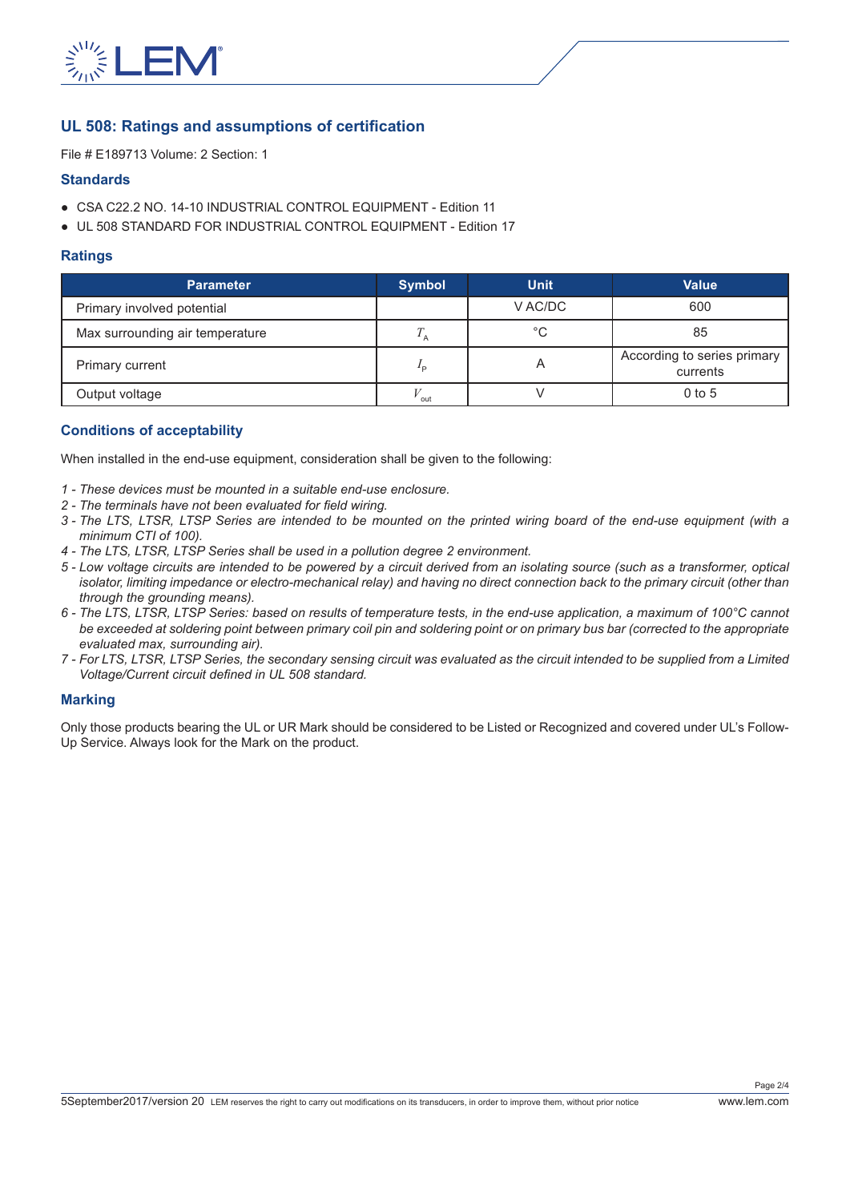## UL 508: Ratings and assumptions of certification

File # E189713 Volume: 2 Section: 1

### Standards

- CSA C22.2 NO. 14-10 INDUSTRIAL CONTROL EQUIPMENT - Edition 11
- UL 508 STANDARD FOR INDUSTRIAL CONTROL EQUIPMENT - Edition 17

### Ratings

| Parameter | Symbol | Unit | Value |
|---|---|---|---|
| Primary involved potential | | V AC/DC | 600 |
| Max surrounding air temperature | $T_A$ | °C | 85 |
| Primary current | $I_P$ | A | According to series primary currents |
| Output voltage | $V_{out}$ | V | 0 to 5 |

### Conditions of acceptability

When installed in the end-use equipment, consideration shall be given to the following:

1 - *These devices must be mounted in a suitable end-use enclosure.*
2 - *The terminals have not been evaluated for field wiring.*
3 - *The LTS, LTSR, LTSP Series are intended to be mounted on the printed wiring board of the end-use equipment (with a minimum CTI of 100).*
4 - *The LTS, LTSR, LTSP Series shall be used in a pollution degree 2 environment.*
5 - *Low voltage circuits are intended to be powered by a circuit derived from an isolating source (such as a transformer, optical isolator, limiting impedance or electro-mechanical relay) and having no direct connection back to the primary circuit (other than through the grounding means).*
6 - *The LTS, LTSR, LTSP Series: based on results of temperature tests, in the end-use application, a maximum of 100°C cannot be exceeded at soldering point between primary coil pin and soldering point or on primary bus bar (corrected to the appropriate evaluated max, surrounding air).*
7 - *For LTS, LTSR, LTSP Series, the secondary sensing circuit was evaluated as the circuit intended to be supplied from a Limited Voltage/Current circuit defined in UL 508 standard.*

### Marking

Only those products bearing the UL or UR Mark should be considered to be Listed or Recognized and covered under UL's Follow-Up Service. Always look for the Mark on the product.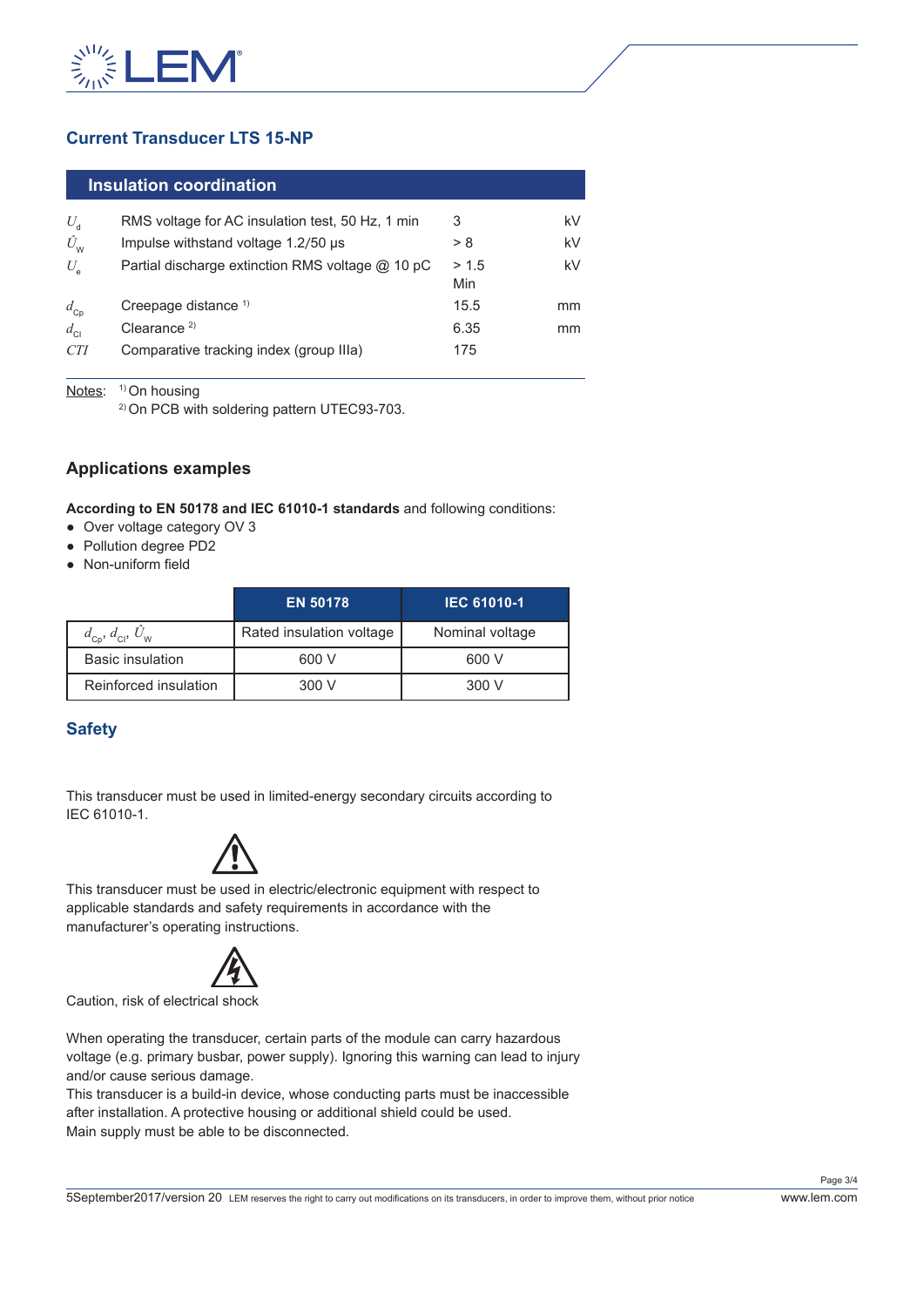## Current Transducer LTS 15-NP

### Insulation coordination

| | | | |
|---|---|---|---|
| $U_d$ | RMS voltage for AC insulation test, 50 Hz, 1 min | 3 | kV |
| $\hat{U}_W$ | Impulse withstand voltage 1.2/50 µs | > 8 | kV |
| $U_e$ | Partial discharge extinction RMS voltage @ 10 pC | > 1.5 Min | kV |
| $d_{Cp}$ | Creepage distance [1] | 15.5 | mm |
| $d_{Cl}$ | Clearance [2] | 6.35 | mm |
| $CTI$ | Comparative tracking index (group IIIa) | 175 | |

Notes: [1] On housing
[2] On PCB with soldering pattern UTEC93-703.

### Applications examples

**According to EN 50178 and IEC 61010-1 standards** and following conditions:

- Over voltage category OV 3
- Pollution degree PD2
- Non-uniform field

| | EN 50178 | IEC 61010-1 |
|---|---|---|
| $d_{Cp}$, $d_{Cl}$, $\hat{U}_W$ | Rated insulation voltage | Nominal voltage |
| Basic insulation | 600 V | 600 V |
| Reinforced insulation | 300 V | 300 V |

### Safety

This transducer must be used in limited-energy secondary circuits according to IEC 61010-1.

This transducer must be used in electric/electronic equipment with respect to applicable standards and safety requirements in accordance with the manufacturer's operating instructions.

Caution, risk of electrical shock

When operating the transducer, certain parts of the module can carry hazardous voltage (e.g. primary busbar, power supply). Ignoring this warning can lead to injury and/or cause serious damage.
This transducer is a build-in device, whose conducting parts must be inaccessible after installation. A protective housing or additional shield could be used.
Main supply must be able to be disconnected.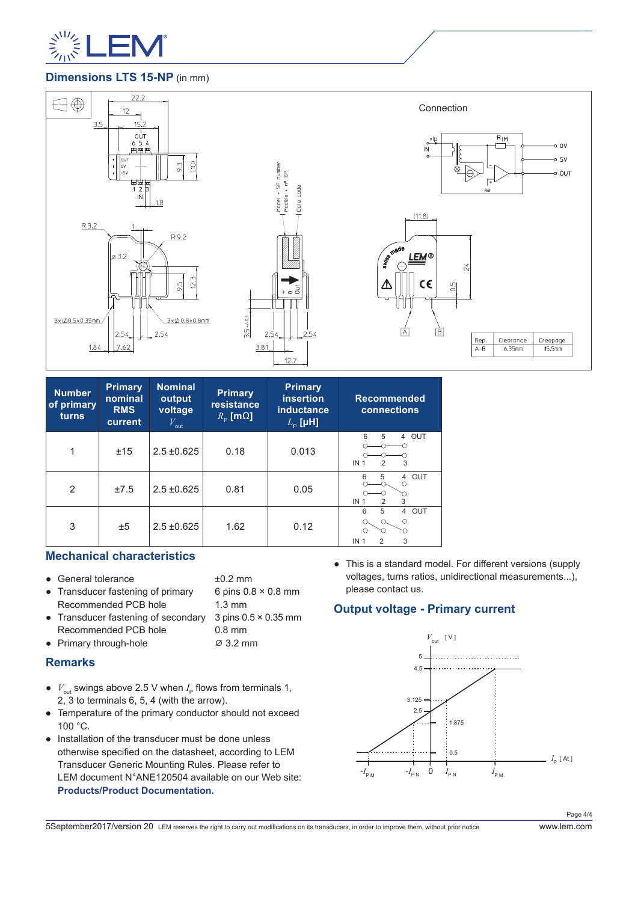## Dimensions LTS 15-NP (in mm)

Connection

| Rep. | Clearance | Creepage |
|---|---|---|
| A-B | 6.35mm | 15.5mm |

| Number of primary turns | Primary nominal RMS current | Nominal output voltage $V_{out}$ | Primary resistance $R_P$ [mΩ] | Primary insertion inductance $L_P$ [µH] | Recommended connections |
|---|---|---|---|---|---|
| 1 | ±15 | 2.5 ±0.625 | 0.18 | 0.013 | 6 5 4 OUT / IN 1 2 3 |
| 2 | ±7.5 | 2.5 ±0.625 | 0.81 | 0.05 | 6 5 4 OUT / IN 1 2 3 |
| 3 | ±5 | 2.5 ±0.625 | 1.62 | 0.12 | 6 5 4 OUT / IN 1 2 3 |

## Mechanical characteristics

- General tolerance ±0.2 mm
- Transducer fastening of primary 6 pins 0.8 × 0.8 mm
  Recommended PCB hole 1.3 mm
- Transducer fastening of secondary 3 pins 0.5 × 0.35 mm
  Recommended PCB hole 0.8 mm
- Primary through-hole ⌀ 3.2 mm

## Remarks

- $V_{out}$ swings above 2.5 V when $I_P$ flows from terminals 1, 2, 3 to terminals 6, 5, 4 (with the arrow).
- Temperature of the primary conductor should not exceed 100 °C.
- Installation of the transducer must be done unless otherwise specified on the datasheet, according to LEM Transducer Generic Mounting Rules. Please refer to LEM document N°ANE120504 available on our Web site: **Products/Product Documentation.**

- This is a standard model. For different versions (supply voltages, turns ratios, unidirectional measurements...), please contact us.

## Output voltage - Primary current

$V_{out}$ [V]

5
4.5
3.125
2.5
1.875
0.5

$-I_{PM}$ $-I_{PN}$ 0 $I_{PN}$ $I_{PM}$ $I_P$ [At]

5September2017/version 20 LEM reserves the right to carry out modifications on its transducers, in order to improve them, without prior notice

www.lem.com